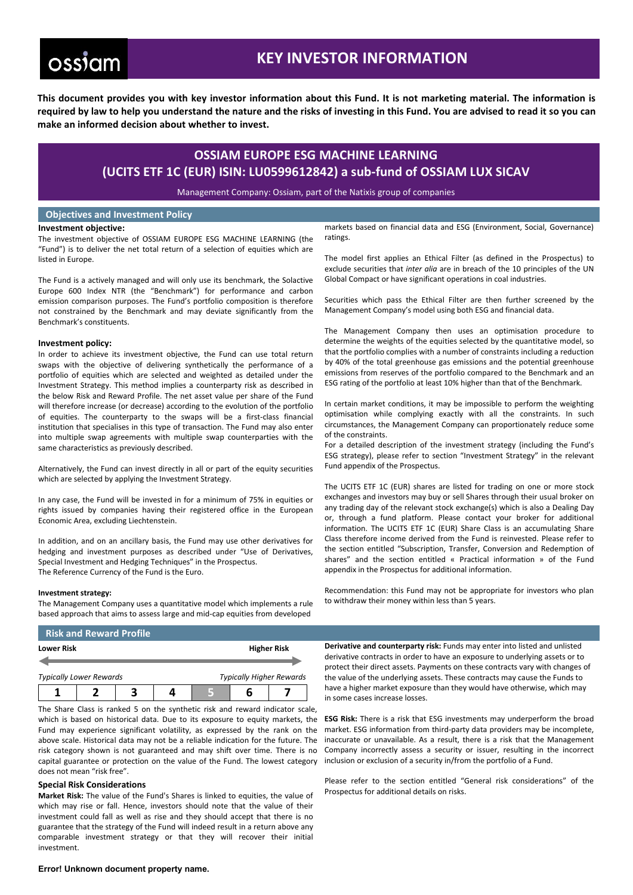ossiam

# KEY INVESTOR INFORMATION

**This document provides you with key investor information about this Fund. It is not marketing material. The information is required by law to help you understand the nature and the risks of investing in this Fund. You are advised to read it so you can make an informed decision about whether to invest.**

## OSSIAM EUROPE ESG MACHINE LEARNING (UCITS ETF 1C (EUR) ISIN: LU0599612842) a sub-fund of OSSIAM LUX SICAV

Management Company: Ossiam, part of the Natixis group of companies

## Objectives and Investment Policy

**Investment objective:**

The investment objective of OSSIAM EUROPE ESG MACHINE LEARNING (the "Fund") is to deliver the net total return of a selection of equities which are listed in Europe.

The Fund is a actively managed and will only use its benchmark, the Solactive Europe 600 Index NTR (the "Benchmark") for performance and carbon emission comparison purposes. The Fund's portfolio composition is therefore not constrained by the Benchmark and may deviate significantly from the Benchmark's constituents.

**Investment policy:**

In order to achieve its investment objective, the Fund can use total return swaps with the objective of delivering synthetically the performance of a portfolio of equities which are selected and weighted as detailed under the Investment Strategy. This method implies a counterparty risk as described in the below Risk and Reward Profile. The net asset value per share of the Fund will therefore increase (or decrease) according to the evolution of the portfolio of equities. The counterparty to the swaps will be a first-class financial institution that specialises in this type of transaction. The Fund may also enter into multiple swap agreements with multiple swap counterparties with the same characteristics as previously described.

Alternatively, the Fund can invest directly in all or part of the equity securities which are selected by applying the Investment Strategy.

In any case, the Fund will be invested in for a minimum of 75% in equities or rights issued by companies having their registered office in the European Economic Area, excluding Liechtenstein.

In addition, and on an ancillary basis, the Fund may use other derivatives for hedging and investment purposes as described under "Use of Derivatives, Special Investment and Hedging Techniques" in the Prospectus.
The Reference Currency of the Fund is the Euro.

**Investment strategy:**

The Management Company uses a quantitative model which implements a rule based approach that aims to assess large and mid-cap equities from developed markets based on financial data and ESG (Environment, Social, Governance) ratings.

The model first applies an Ethical Filter (as defined in the Prospectus) to exclude securities that *inter alia* are in breach of the 10 principles of the UN Global Compact or have significant operations in coal industries.

Securities which pass the Ethical Filter are then further screened by the Management Company's model using both ESG and financial data.

The Management Company then uses an optimisation procedure to determine the weights of the equities selected by the quantitative model, so that the portfolio complies with a number of constraints including a reduction by 40% of the total greenhouse gas emissions and the potential greenhouse emissions from reserves of the portfolio compared to the Benchmark and an ESG rating of the portfolio at least 10% higher than that of the Benchmark.

In certain market conditions, it may be impossible to perform the weighting optimisation while complying exactly with all the constraints. In such circumstances, the Management Company can proportionately reduce some of the constraints.
For a detailed description of the investment strategy (including the Fund's ESG strategy), please refer to section "Investment Strategy" in the relevant Fund appendix of the Prospectus.

The UCITS ETF 1C (EUR) shares are listed for trading on one or more stock exchanges and investors may buy or sell Shares through their usual broker on any trading day of the relevant stock exchange(s) which is also a Dealing Day or, through a fund platform. Please contact your broker for additional information. The UCITS ETF 1C (EUR) Share Class is an accumulating Share Class therefore income derived from the Fund is reinvested. Please refer to the section entitled "Subscription, Transfer, Conversion and Redemption of shares" and the section entitled « Practical information » of the Fund appendix in the Prospectus for additional information.

Recommendation: this Fund may not be appropriate for investors who plan to withdraw their money within less than 5 years.

## Risk and Reward Profile

**Lower Risk** — **Higher Risk**

*Typically Lower Rewards* — *Typically Higher Rewards*

| 1 | 2 | 3 | 4 | **5** | 6 | 7 |
|---|---|---|---|---|---|---|

The Share Class is ranked 5 on the synthetic risk and reward indicator scale, which is based on historical data. Due to its exposure to equity markets, the Fund may experience significant volatility, as expressed by the rank on the above scale. Historical data may not be a reliable indication for the future. The risk category shown is not guaranteed and may shift over time. There is no capital guarantee or protection on the value of the Fund. The lowest category does not mean "risk free".

### Special Risk Considerations

**Market Risk:** The value of the Fund's Shares is linked to equities, the value of which may rise or fall. Hence, investors should note that the value of their investment could fall as well as rise and they should accept that there is no guarantee that the strategy of the Fund will indeed result in a return above any comparable investment strategy or that they will recover their initial investment.

**Derivative and counterparty risk:** Funds may enter into listed and unlisted derivative contracts in order to have an exposure to underlying assets or to protect their direct assets. Payments on these contracts vary with changes of the value of the underlying assets. These contracts may cause the Funds to have a higher market exposure than they would have otherwise, which may in some cases increase losses.

**ESG Risk:** There is a risk that ESG investments may underperform the broad market. ESG information from third-party data providers may be incomplete, inaccurate or unavailable. As a result, there is a risk that the Management Company incorrectly assess a security or issuer, resulting in the incorrect inclusion or exclusion of a security in/from the portfolio of a Fund.

Please refer to the section entitled "General risk considerations" of the Prospectus for additional details on risks.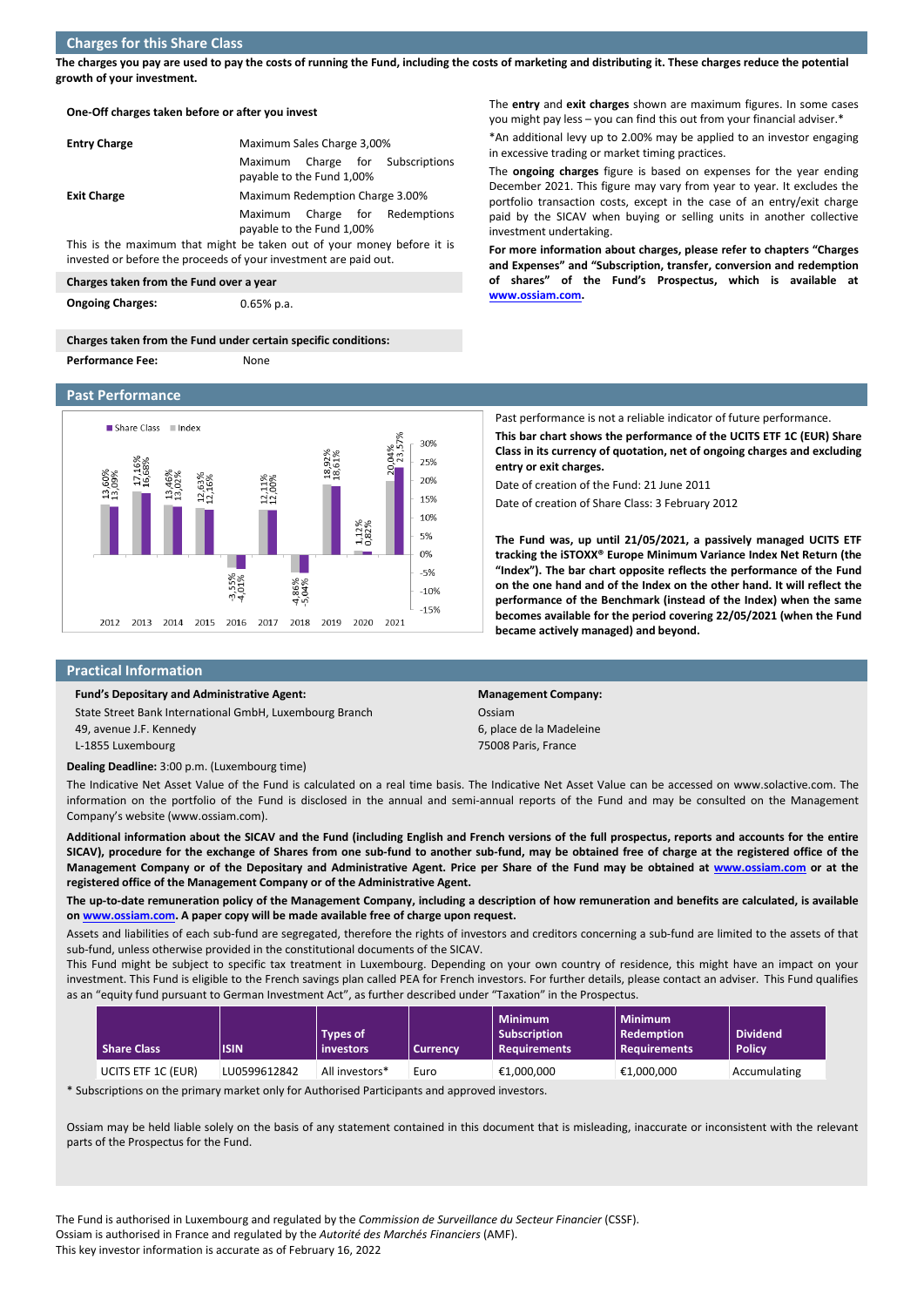## Charges for this Share Class

**The charges you pay are used to pay the costs of running the Fund, including the costs of marketing and distributing it. These charges reduce the potential growth of your investment.**

| **One-Off charges taken before or after you invest** | |
|---|---|
| **Entry Charge** | Maximum Sales Charge 3,00% |
| | Maximum Charge for Subscriptions payable to the Fund 1,00% |
| **Exit Charge** | Maximum Redemption Charge 3.00% |
| | Maximum Charge for Redemptions payable to the Fund 1,00% |

This is the maximum that might be taken out of your money before it is invested or before the proceeds of your investment are paid out.

| **Charges taken from the Fund over a year** | |
|---|---|
| **Ongoing Charges:** | 0.65% p.a. |

| **Charges taken from the Fund under certain specific conditions:** | |
|---|---|
| **Performance Fee:** | None |

The **entry** and **exit charges** shown are maximum figures. In some cases you might pay less – you can find this out from your financial adviser.*

*An additional levy up to 2.00% may be applied to an investor engaging in excessive trading or market timing practices.

The **ongoing charges** figure is based on expenses for the year ending December 2021. This figure may vary from year to year. It excludes the portfolio transaction costs, except in the case of an entry/exit charge paid by the SICAV when buying or selling units in another collective investment undertaking.

**For more information about charges, please refer to chapters "Charges and Expenses" and "Subscription, transfer, conversion and redemption of shares" of the Fund's Prospectus, which is available at [www.ossiam.com](http://www.ossiam.com).**

## Past Performance

Share Class
Index

2012: 13,60% 13,09%
2013: 17,16% 16,68%
2014: 13,46% 13,02%
2015: 12,63% 12,16%
2016: -3,55% -4,01%
2017: 12,11% 12,00%
2018: -4,86% -5,04%
2019: 18,92% 18,61%
2020: 1,12% 0,82%
2021: 20,04% 23,57%

30% 25% 20% 15% 10% 5% 0% -5% -10% -15%

Past performance is not a reliable indicator of future performance.

**This bar chart shows the performance of the UCITS ETF 1C (EUR) Share Class in its currency of quotation, net of ongoing charges and excluding entry or exit charges.**

Date of creation of the Fund: 21 June 2011

Date of creation of Share Class: 3 February 2012

**The Fund was, up until 21/05/2021, a passively managed UCITS ETF tracking the iSTOXX® Europe Minimum Variance Index Net Return (the "Index"). The bar chart opposite reflects the performance of the Fund on the one hand and of the Index on the other hand. It will reflect the performance of the Benchmark (instead of the Index) when the same becomes available for the period covering 22/05/2021 (when the Fund became actively managed) and beyond.**

## Practical Information

**Fund's Depositary and Administrative Agent:**
State Street Bank International GmbH, Luxembourg Branch
49, avenue J.F. Kennedy
L-1855 Luxembourg

**Management Company:**
Ossiam
6, place de la Madeleine
75008 Paris, France

**Dealing Deadline:** 3:00 p.m. (Luxembourg time)

The Indicative Net Asset Value of the Fund is calculated on a real time basis. The Indicative Net Asset Value can be accessed on www.solactive.com. The information on the portfolio of the Fund is disclosed in the annual and semi-annual reports of the Fund and may be consulted on the Management Company's website (www.ossiam.com).

**Additional information about the SICAV and the Fund (including English and French versions of the full prospectus, reports and accounts for the entire SICAV), procedure for the exchange of Shares from one sub-fund to another sub-fund, may be obtained free of charge at the registered office of the Management Company or of the Depositary and Administrative Agent. Price per Share of the Fund may be obtained at [www.ossiam.com](http://www.ossiam.com) or at the registered office of the Management Company or of the Administrative Agent.**

**The up-to-date remuneration policy of the Management Company, including a description of how remuneration and benefits are calculated, is available on [www.ossiam.com](http://www.ossiam.com). A paper copy will be made available free of charge upon request.**

Assets and liabilities of each sub-fund are segregated, therefore the rights of investors and creditors concerning a sub-fund are limited to the assets of that sub-fund, unless otherwise provided in the constitutional documents of the SICAV.

This Fund might be subject to specific tax treatment in Luxembourg. Depending on your own country of residence, this might have an impact on your investment. This Fund is eligible to the French savings plan called PEA for French investors. For further details, please contact an adviser. This Fund qualifies as an "equity fund pursuant to German Investment Act", as further described under "Taxation" in the Prospectus.

| Share Class | ISIN | Types of investors | Currency | Minimum Subscription Requirements | Minimum Redemption Requirements | Dividend Policy |
|---|---|---|---|---|---|---|
| UCITS ETF 1C (EUR) | LU0599612842 | All investors* | Euro | €1,000,000 | €1,000,000 | Accumulating |

\* Subscriptions on the primary market only for Authorised Participants and approved investors.

Ossiam may be held liable solely on the basis of any statement contained in this document that is misleading, inaccurate or inconsistent with the relevant parts of the Prospectus for the Fund.

The Fund is authorised in Luxembourg and regulated by the *Commission de Surveillance du Secteur Financier* (CSSF).
Ossiam is authorised in France and regulated by the *Autorité des Marchés Financiers* (AMF).
This key investor information is accurate as of February 16, 2022